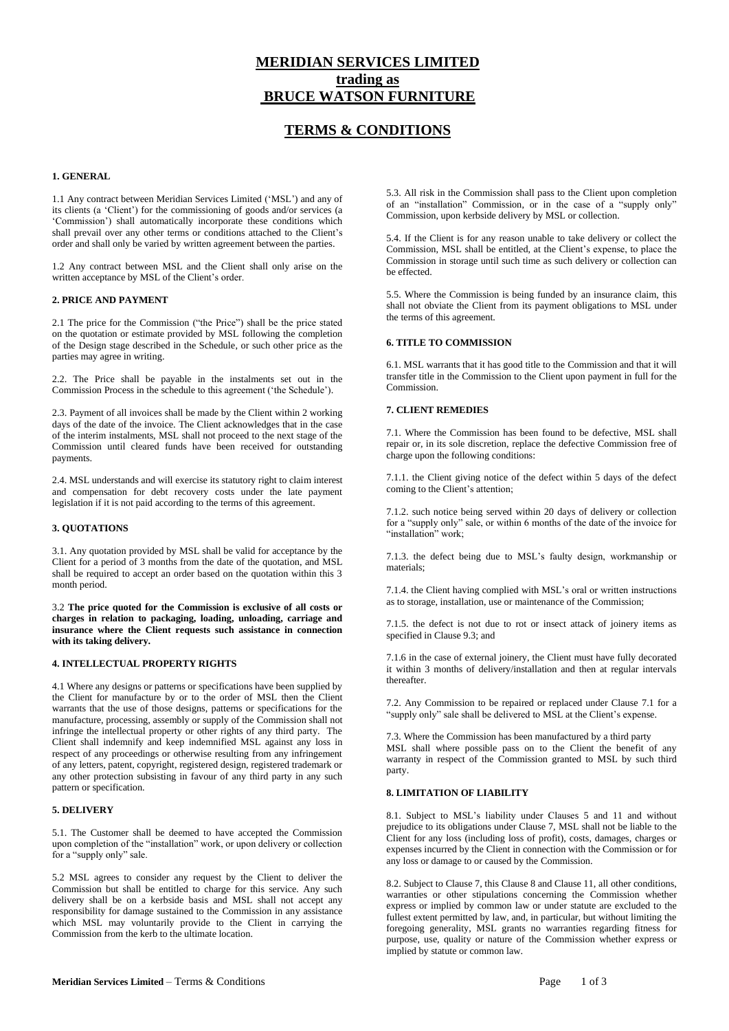# MERIDIAN SERVICES LIMITED
# trading as
# BRUCE WATSON FURNITURE

## TERMS & CONDITIONS

### 1. GENERAL

1.1 Any contract between Meridian Services Limited ('MSL') and any of its clients (a 'Client') for the commissioning of goods and/or services (a 'Commission') shall automatically incorporate these conditions which shall prevail over any other terms or conditions attached to the Client's order and shall only be varied by written agreement between the parties.

1.2 Any contract between MSL and the Client shall only arise on the written acceptance by MSL of the Client's order.

### 2. PRICE AND PAYMENT

2.1 The price for the Commission ("the Price") shall be the price stated on the quotation or estimate provided by MSL following the completion of the Design stage described in the Schedule, or such other price as the parties may agree in writing.

2.2. The Price shall be payable in the instalments set out in the Commission Process in the schedule to this agreement ('the Schedule').

2.3. Payment of all invoices shall be made by the Client within 2 working days of the date of the invoice. The Client acknowledges that in the case of the interim instalments, MSL shall not proceed to the next stage of the Commission until cleared funds have been received for outstanding payments.

2.4. MSL understands and will exercise its statutory right to claim interest and compensation for debt recovery costs under the late payment legislation if it is not paid according to the terms of this agreement.

### 3. QUOTATIONS

3.1. Any quotation provided by MSL shall be valid for acceptance by the Client for a period of 3 months from the date of the quotation, and MSL shall be required to accept an order based on the quotation within this 3 month period.

3.2 **The price quoted for the Commission is exclusive of all costs or charges in relation to packaging, loading, unloading, carriage and insurance where the Client requests such assistance in connection with its taking delivery.**

### 4. INTELLECTUAL PROPERTY RIGHTS

4.1 Where any designs or patterns or specifications have been supplied by the Client for manufacture by or to the order of MSL then the Client warrants that the use of those designs, patterns or specifications for the manufacture, processing, assembly or supply of the Commission shall not infringe the intellectual property or other rights of any third party. The Client shall indemnify and keep indemnified MSL against any loss in respect of any proceedings or otherwise resulting from any infringement of any letters, patent, copyright, registered design, registered trademark or any other protection subsisting in favour of any third party in any such pattern or specification.

### 5. DELIVERY

5.1. The Customer shall be deemed to have accepted the Commission upon completion of the "installation" work, or upon delivery or collection for a "supply only" sale.

5.2 MSL agrees to consider any request by the Client to deliver the Commission but shall be entitled to charge for this service. Any such delivery shall be on a kerbside basis and MSL shall not accept any responsibility for damage sustained to the Commission in any assistance which MSL may voluntarily provide to the Client in carrying the Commission from the kerb to the ultimate location.

5.3. All risk in the Commission shall pass to the Client upon completion of an "installation" Commission, or in the case of a "supply only" Commission, upon kerbside delivery by MSL or collection.

5.4. If the Client is for any reason unable to take delivery or collect the Commission, MSL shall be entitled, at the Client's expense, to place the Commission in storage until such time as such delivery or collection can be effected.

5.5. Where the Commission is being funded by an insurance claim, this shall not obviate the Client from its payment obligations to MSL under the terms of this agreement.

### 6. TITLE TO COMMISSION

6.1. MSL warrants that it has good title to the Commission and that it will transfer title in the Commission to the Client upon payment in full for the Commission.

### 7. CLIENT REMEDIES

7.1. Where the Commission has been found to be defective, MSL shall repair or, in its sole discretion, replace the defective Commission free of charge upon the following conditions:

7.1.1. the Client giving notice of the defect within 5 days of the defect coming to the Client's attention;

7.1.2. such notice being served within 20 days of delivery or collection for a "supply only" sale, or within 6 months of the date of the invoice for "installation" work;

7.1.3. the defect being due to MSL's faulty design, workmanship or materials;

7.1.4. the Client having complied with MSL's oral or written instructions as to storage, installation, use or maintenance of the Commission;

7.1.5. the defect is not due to rot or insect attack of joinery items as specified in Clause 9.3; and

7.1.6 in the case of external joinery, the Client must have fully decorated it within 3 months of delivery/installation and then at regular intervals thereafter.

7.2. Any Commission to be repaired or replaced under Clause 7.1 for a "supply only" sale shall be delivered to MSL at the Client's expense.

7.3. Where the Commission has been manufactured by a third party MSL shall where possible pass on to the Client the benefit of any warranty in respect of the Commission granted to MSL by such third party.

### 8. LIMITATION OF LIABILITY

8.1. Subject to MSL's liability under Clauses 5 and 11 and without prejudice to its obligations under Clause 7, MSL shall not be liable to the Client for any loss (including loss of profit), costs, damages, charges or expenses incurred by the Client in connection with the Commission or for any loss or damage to or caused by the Commission.

8.2. Subject to Clause 7, this Clause 8 and Clause 11, all other conditions, warranties or other stipulations concerning the Commission whether express or implied by common law or under statute are excluded to the fullest extent permitted by law, and, in particular, but without limiting the foregoing generality, MSL grants no warranties regarding fitness for purpose, use, quality or nature of the Commission whether express or implied by statute or common law.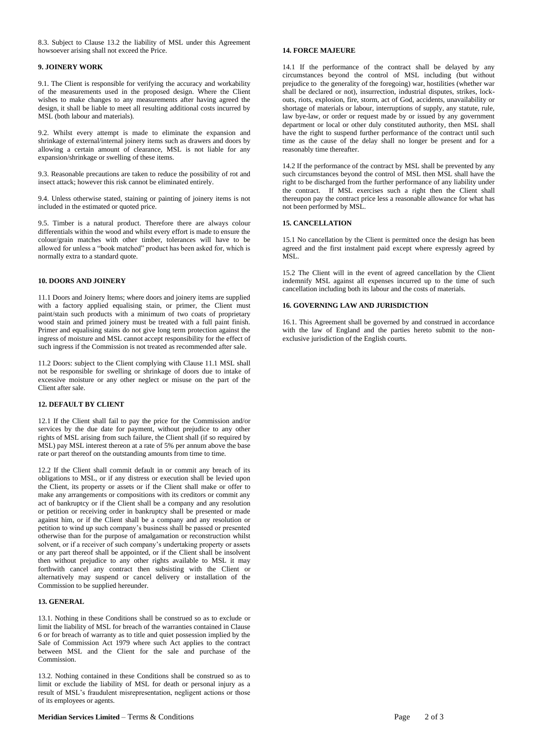8.3. Subject to Clause 13.2 the liability of MSL under this Agreement howsoever arising shall not exceed the Price.

**9. JOINERY WORK**

9.1. The Client is responsible for verifying the accuracy and workability of the measurements used in the proposed design. Where the Client wishes to make changes to any measurements after having agreed the design, it shall be liable to meet all resulting additional costs incurred by MSL (both labour and materials).

9.2. Whilst every attempt is made to eliminate the expansion and shrinkage of external/internal joinery items such as drawers and doors by allowing a certain amount of clearance, MSL is not liable for any expansion/shrinkage or swelling of these items.

9.3. Reasonable precautions are taken to reduce the possibility of rot and insect attack; however this risk cannot be eliminated entirely.

9.4. Unless otherwise stated, staining or painting of joinery items is not included in the estimated or quoted price.

9.5. Timber is a natural product. Therefore there are always colour differentials within the wood and whilst every effort is made to ensure the colour/grain matches with other timber, tolerances will have to be allowed for unless a "book matched" product has been asked for, which is normally extra to a standard quote.

**10. DOORS AND JOINERY**

11.1 Doors and Joinery Items; where doors and joinery items are supplied with a factory applied equalising stain, or primer, the Client must paint/stain such products with a minimum of two coats of proprietary wood stain and primed joinery must be treated with a full paint finish. Primer and equalising stains do not give long term protection against the ingress of moisture and MSL cannot accept responsibility for the effect of such ingress if the Commission is not treated as recommended after sale.

11.2 Doors: subject to the Client complying with Clause 11.1 MSL shall not be responsible for swelling or shrinkage of doors due to intake of excessive moisture or any other neglect or misuse on the part of the Client after sale.

**12. DEFAULT BY CLIENT**

12.1 If the Client shall fail to pay the price for the Commission and/or services by the due date for payment, without prejudice to any other rights of MSL arising from such failure, the Client shall (if so required by MSL) pay MSL interest thereon at a rate of 5% per annum above the base rate or part thereof on the outstanding amounts from time to time.

12.2 If the Client shall commit default in or commit any breach of its obligations to MSL, or if any distress or execution shall be levied upon the Client, its property or assets or if the Client shall make or offer to make any arrangements or compositions with its creditors or commit any act of bankruptcy or if the Client shall be a company and any resolution or petition or receiving order in bankruptcy shall be presented or made against him, or if the Client shall be a company and any resolution or petition to wind up such company's business shall be passed or presented otherwise than for the purpose of amalgamation or reconstruction whilst solvent, or if a receiver of such company's undertaking property or assets or any part thereof shall be appointed, or if the Client shall be insolvent then without prejudice to any other rights available to MSL it may forthwith cancel any contract then subsisting with the Client or alternatively may suspend or cancel delivery or installation of the Commission to be supplied hereunder.

**13. GENERAL**

13.1. Nothing in these Conditions shall be construed so as to exclude or limit the liability of MSL for breach of the warranties contained in Clause 6 or for breach of warranty as to title and quiet possession implied by the Sale of Commission Act 1979 where such Act applies to the contract between MSL and the Client for the sale and purchase of the Commission.

13.2. Nothing contained in these Conditions shall be construed so as to limit or exclude the liability of MSL for death or personal injury as a result of MSL's fraudulent misrepresentation, negligent actions or those of its employees or agents.

**14. FORCE MAJEURE**

14.1 If the performance of the contract shall be delayed by any circumstances beyond the control of MSL including (but without prejudice to the generality of the foregoing) war, hostilities (whether war shall be declared or not), insurrection, industrial disputes, strikes, lock-outs, riots, explosion, fire, storm, act of God, accidents, unavailability or shortage of materials or labour, interruptions of supply, any statute, rule, law bye-law, or order or request made by or issued by any government department or local or other duly constituted authority, then MSL shall have the right to suspend further performance of the contract until such time as the cause of the delay shall no longer be present and for a reasonably time thereafter.

14.2 If the performance of the contract by MSL shall be prevented by any such circumstances beyond the control of MSL then MSL shall have the right to be discharged from the further performance of any liability under the contract. If MSL exercises such a right then the Client shall thereupon pay the contract price less a reasonable allowance for what has not been performed by MSL.

**15. CANCELLATION**

15.1 No cancellation by the Client is permitted once the design has been agreed and the first instalment paid except where expressly agreed by MSL.

15.2 The Client will in the event of agreed cancellation by the Client indemnify MSL against all expenses incurred up to the time of such cancellation including both its labour and the costs of materials.

**16. GOVERNING LAW AND JURISDICTION**

16.1. This Agreement shall be governed by and construed in accordance with the law of England and the parties hereto submit to the non-exclusive jurisdiction of the English courts.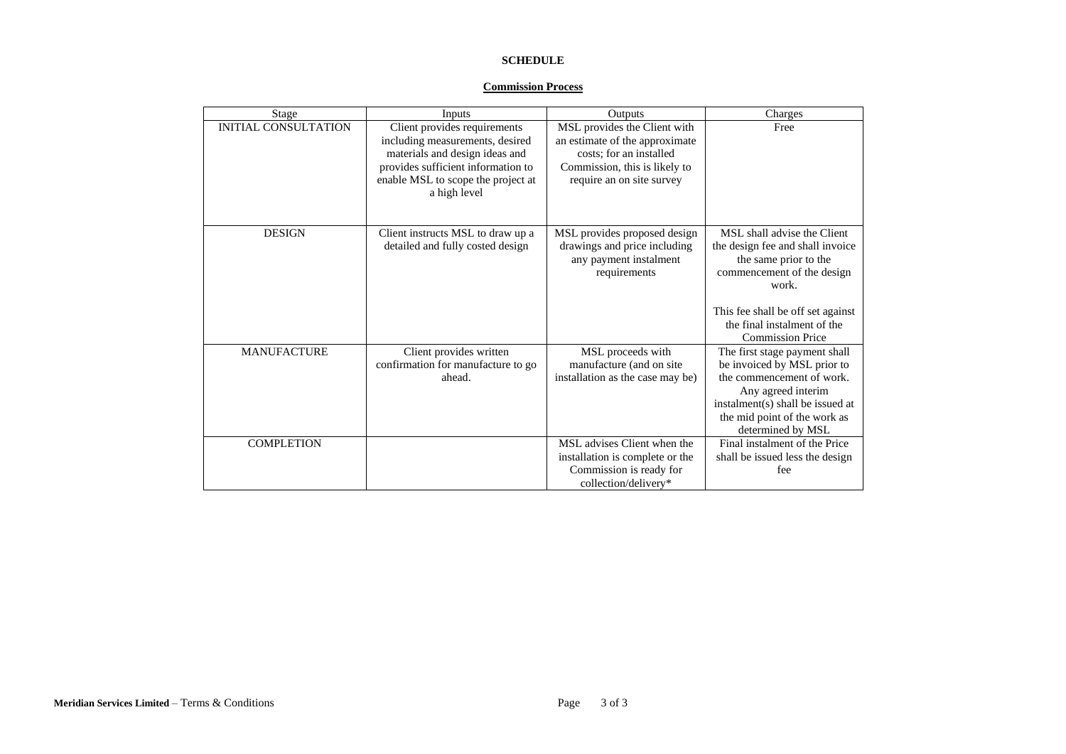**SCHEDULE**

**Commission Process**

| Stage | Inputs | Outputs | Charges |
| --- | --- | --- | --- |
| INITIAL CONSULTATION | Client provides requirements including measurements, desired materials and design ideas and provides sufficient information to enable MSL to scope the project at a high level | MSL provides the Client with an estimate of the approximate costs; for an installed Commission, this is likely to require an on site survey | Free |
| DESIGN | Client instructs MSL to draw up a detailed and fully costed design | MSL provides proposed design drawings and price including any payment instalment requirements | MSL shall advise the Client the design fee and shall invoice the same prior to the commencement of the design work.<br><br>This fee shall be off set against the final instalment of the Commission Price |
| MANUFACTURE | Client provides written confirmation for manufacture to go ahead. | MSL proceeds with manufacture (and on site installation as the case may be) | The first stage payment shall be invoiced by MSL prior to the commencement of work. Any agreed interim instalment(s) shall be issued at the mid point of the work as determined by MSL |
| COMPLETION | | MSL advises Client when the installation is complete or the Commission is ready for collection/delivery* | Final instalment of the Price shall be issued less the design fee |